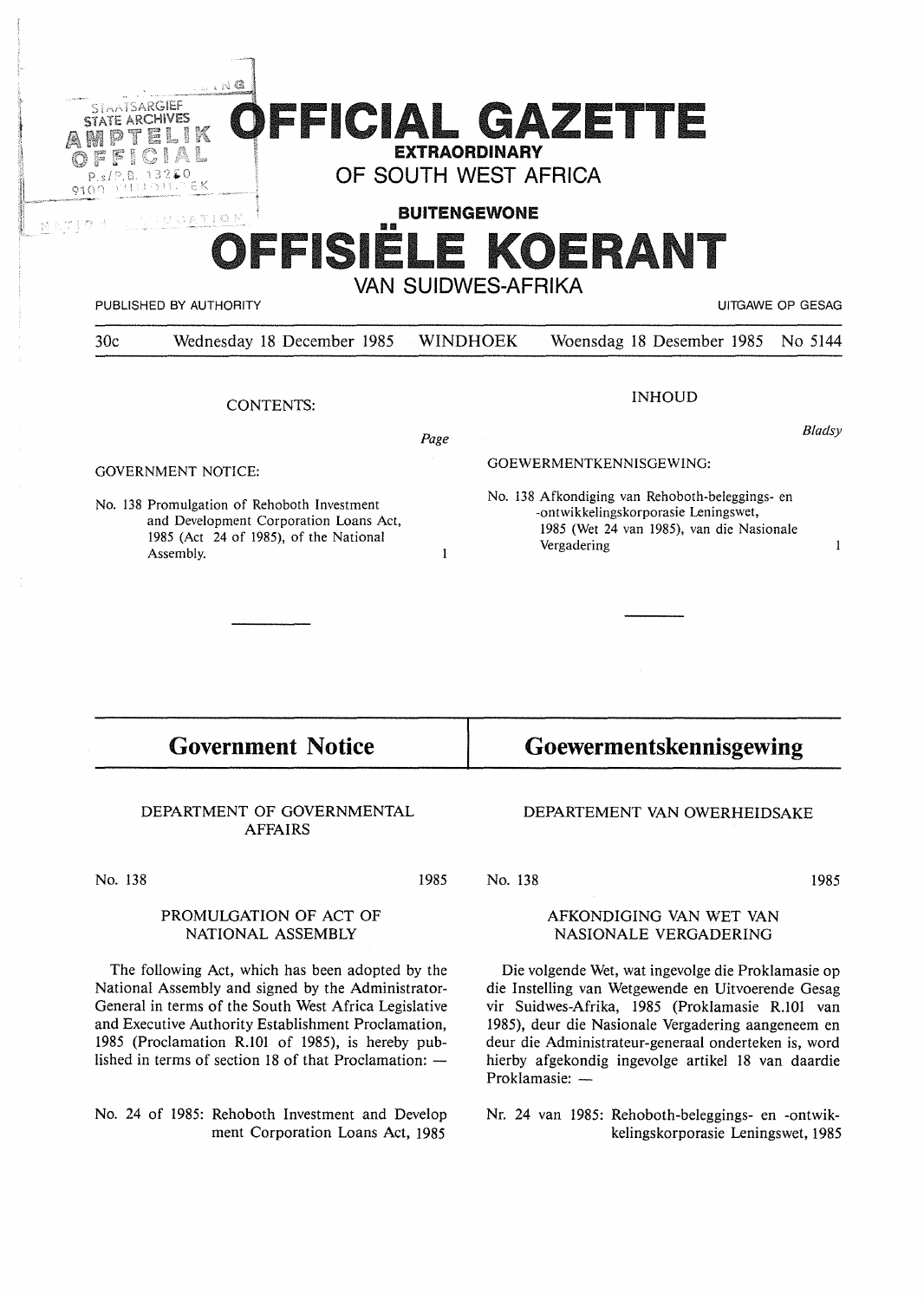# OFFICIAL GAZETTE

**EXTRAORDINARY**

OF SOUTH WEST AFRICA

**BUITENGEWONE**

# OFFISIËLE KOERANT

VAN SUIDWES-AFRIKA

PUBLISHED BY AUTHORITY — UITGAWE OP GESAG

30c — Wednesday 18 December 1985 — WINDHOEK — Woensdag 18 Desember 1985 — No 5144

CONTENTS: | | *Page*
---|---|---
GOVERNMENT NOTICE: | |
No. 138 Promulgation of Rehoboth Investment and Development Corporation Loans Act, 1985 (Act 24 of 1985), of the National Assembly. | | 1

INHOUD | | *Bladsy*
---|---|---
GOEWERMENTKENNISGEWING: | |
No. 138 Afkondiging van Rehoboth-beleggings- en -ontwikkelingskorporasie Leningswet, 1985 (Wet 24 van 1985), van die Nasionale Vergadering | | 1

## Government Notice

DEPARTMENT OF GOVERNMENTAL AFFAIRS

No. 138 — 1985

### PROMULGATION OF ACT OF NATIONAL ASSEMBLY

The following Act, which has been adopted by the National Assembly and signed by the Administrator-General in terms of the South West Africa Legislative and Executive Authority Establishment Proclamation, 1985 (Proclamation R.101 of 1985), is hereby published in terms of section 18 of that Proclamation: —

No. 24 of 1985: Rehoboth Investment and Develop ment Corporation Loans Act, 1985

## Goewermentskennisgewing

DEPARTEMENT VAN OWERHEIDSAKE

No. 138 — 1985

### AFKONDIGING VAN WET VAN NASIONALE VERGADERING

Die volgende Wet, wat ingevolge die Proklamasie op die Instelling van Wetgewende en Uitvoerende Gesag vir Suidwes-Afrika, 1985 (Proklamasie R.101 van 1985), deur die Nasionale Vergadering aangeneem en deur die Administrateur-generaal onderteken is, word hierby afgekondig ingevolge artikel 18 van daardie Proklamasie: —

Nr. 24 van 1985: Rehoboth-beleggings- en -ontwikkelingskorporasie Leningswet, 1985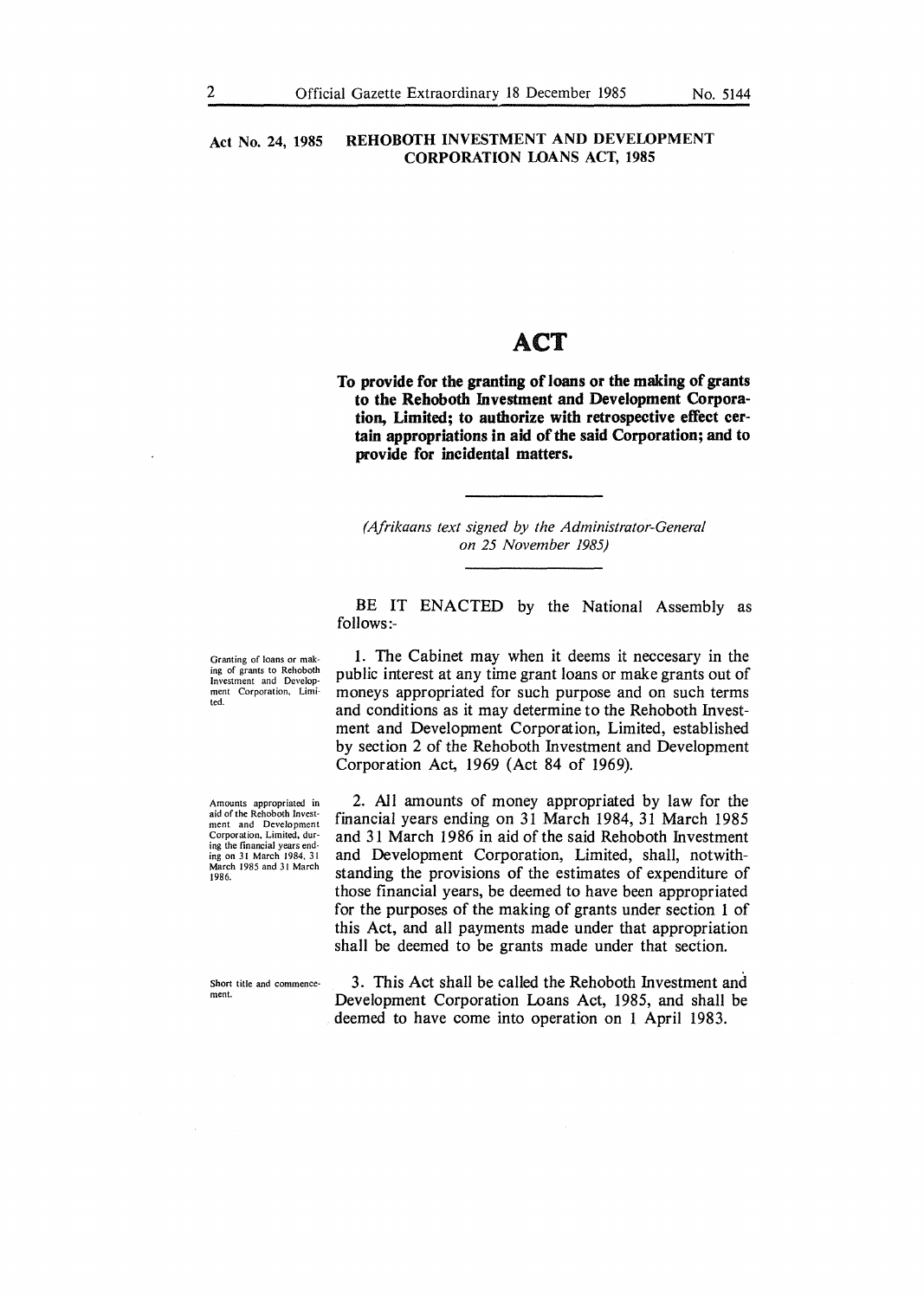**Act No. 24, 1985 REHOBOTH INVESTMENT AND DEVELOPMENT CORPORATION LOANS ACT, 1985**

# ACT

**To provide for the granting of loans or the making of grants to the Rehoboth Investment and Development Corporation, Limited; to authorize with retrospective effect certain appropriations in aid of the said Corporation; and to provide for incidental matters.**

*(Afrikaans text signed by the Administrator-General on 25 November 1985)*

BE IT ENACTED by the National Assembly as follows:-

Granting of loans or making of grants to Rehoboth Investment and Development Corporation, Limited.

1. The Cabinet may when it deems it neccesary in the public interest at any time grant loans or make grants out of moneys appropriated for such purpose and on such terms and conditions as it may determine to the Rehoboth Investment and Development Corporation, Limited, established by section 2 of the Rehoboth Investment and Development Corporation Act, 1969 (Act 84 of 1969).

Amounts appropriated in aid of the Rehoboth Investment and Development Corporation, Limited, during the financial years ending on 31 March 1984, 31 March 1985 and 31 March 1986.

2. All amounts of money appropriated by law for the financial years ending on 31 March 1984, 31 March 1985 and 31 March 1986 in aid of the said Rehoboth Investment and Development Corporation, Limited, shall, notwithstanding the provisions of the estimates of expenditure of those financial years, be deemed to have been appropriated for the purposes of the making of grants under section 1 of this Act, and all payments made under that appropriation shall be deemed to be grants made under that section.

Short title and commencement.

3. This Act shall be called the Rehoboth Investment and Development Corporation Loans Act, 1985, and shall be deemed to have come into operation on 1 April 1983.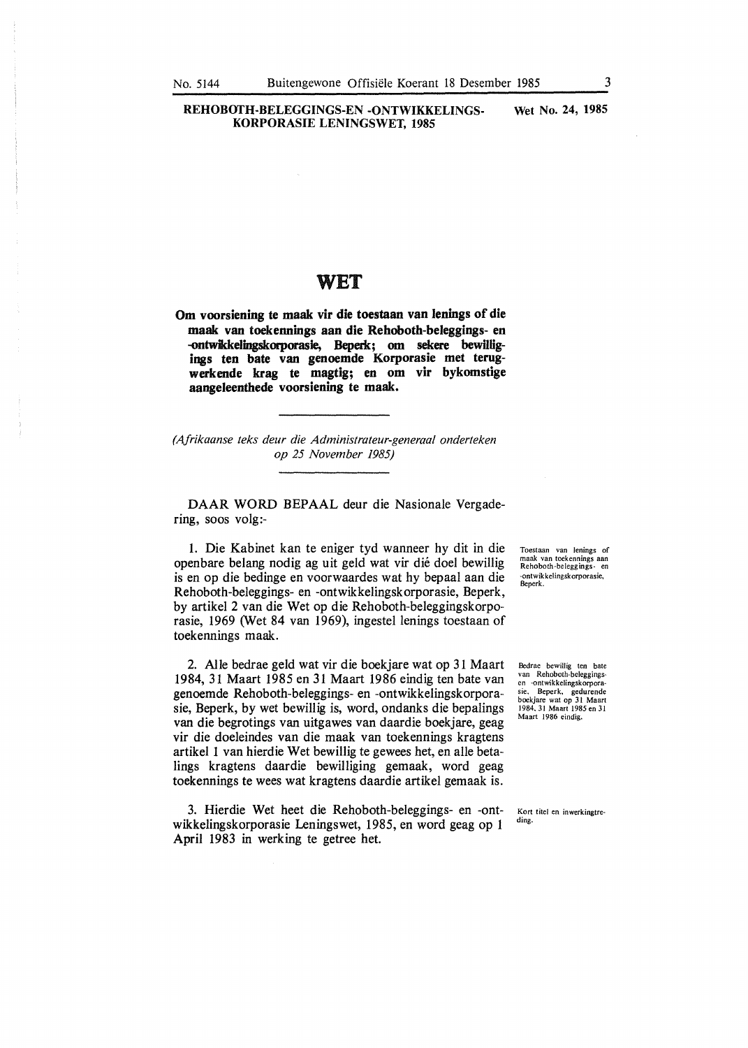**REHOBOTH-BELEGGINGS-EN -ONTWIKKELINGS-KORPORASIE LENINGSWET, 1985** **Wet No. 24, 1985**

# WET

**Om voorsiening te maak vir die toestaan van lenings of die maak van toekennings aan die Rehoboth-beleggings- en -ontwikkelingskorporasie, Beperk; om sekere bewilligings ten bate van genoemde Korporasie met terugwerkende krag te magtig; en om vir bykomstige aangeleenthede voorsiening te maak.**

*(Afrikaanse teks deur die Administrateur-generaal onderteken op 25 November 1985)*

DAAR WORD BEPAAL deur die Nasionale Vergadering, soos volg:-

*Toestaan van lenings of maak van toekennings aan Rehoboth-beleggings- en -ontwikkelingskorporasie, Beperk.*

1. Die Kabinet kan te eniger tyd wanneer hy dit in die openbare belang nodig ag uit geld wat vir dié doel bewillig is en op die bedinge en voorwaardes wat hy bepaal aan die Rehoboth-beleggings- en -ontwikkelingskorporasie, Beperk, by artikel 2 van die Wet op die Rehoboth-beleggingskorporasie, 1969 (Wet 84 van 1969), ingestel lenings toestaan of toekennings maak.

*Bedrae bewillig ten bate van Rehoboth-beleggings- en -ontwikkelingskorporasie, Beperk, gedurende boekjare wat op 31 Maart 1984, 31 Maart 1985 en 31 Maart 1986 eindig.*

2. Alle bedrae geld wat vir die boekjare wat op 31 Maart 1984, 31 Maart 1985 en 31 Maart 1986 eindig ten bate van genoemde Rehoboth-beleggings- en -ontwikkelingskorporasie, Beperk, by wet bewillig is, word, ondanks die bepalings van die begrotings van uitgawes van daardie boekjare, geag vir die doeleindes van die maak van toekennings kragtens artikel 1 van hierdie Wet bewillig te gewees het, en alle betalings kragtens daardie bewilliging gemaak, word geag toekennings te wees wat kragtens daardie artikel gemaak is.

*Kort titel en inwerkingtreding.*

3. Hierdie Wet heet die Rehoboth-beleggings- en -ontwikkelingskorporasie Leningswet, 1985, en word geag op 1 April 1983 in werking te getree het.